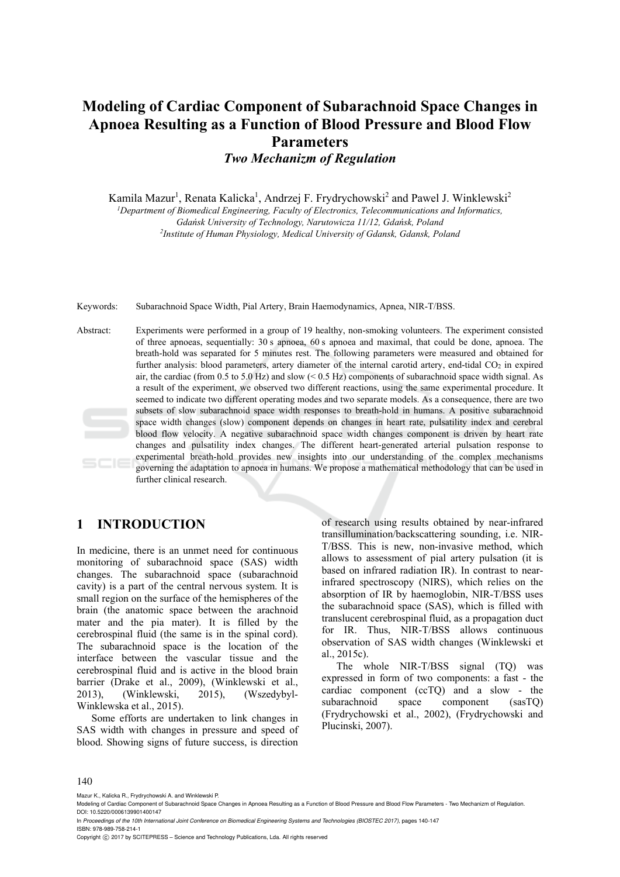# Modeling of Cardiac Component of Subarachnoid Space Changes in Apnoea Resulting as a Function of Blood Pressure and Blood Flow Parameters

## *Two Mechanizm of Regulation*

Kamila Mazur[1], Renata Kalicka[1], Andrzej F. Frydrychowski[2] and Pawel J. Winklewski[2]

[1]*Department of Biomedical Engineering, Faculty of Electronics, Telecommunications and Informatics, Gdańsk University of Technology, Narutowicza 11/12, Gdańsk, Poland*

[2]*Institute of Human Physiology, Medical University of Gdansk, Gdansk, Poland*

Keywords: Subarachnoid Space Width, Pial Artery, Brain Haemodynamics, Apnea, NIR-T/BSS.

Abstract: Experiments were performed in a group of 19 healthy, non-smoking volunteers. The experiment consisted of three apnoeas, sequentially: 30 s apnoea, 60 s apnoea and maximal, that could be done, apnoea. The breath-hold was separated for 5 minutes rest. The following parameters were measured and obtained for further analysis: blood parameters, artery diameter of the internal carotid artery, end-tidal $CO_2$ in expired air, the cardiac (from 0.5 to 5.0 Hz) and slow (< 0.5 Hz) components of subarachnoid space width signal. As a result of the experiment, we observed two different reactions, using the same experimental procedure. It seemed to indicate two different operating modes and two separate models. As a consequence, there are two subsets of slow subarachnoid space width responses to breath-hold in humans. A positive subarachnoid space width changes (slow) component depends on changes in heart rate, pulsatility index and cerebral blood flow velocity. A negative subarachnoid space width changes component is driven by heart rate changes and pulsatility index changes. The different heart-generated arterial pulsation response to experimental breath-hold provides new insights into our understanding of the complex mechanisms governing the adaptation to apnoea in humans. We propose a mathematical methodology that can be used in further clinical research.

## 1 INTRODUCTION

In medicine, there is an unmet need for continuous monitoring of subarachnoid space (SAS) width changes. The subarachnoid space (subarachnoid cavity) is a part of the central nervous system. It is small region on the surface of the hemispheres of the brain (the anatomic space between the arachnoid mater and the pia mater). It is filled by the cerebrospinal fluid (the same is in the spinal cord). The subarachnoid space is the location of the interface between the vascular tissue and the cerebrospinal fluid and is active in the blood brain barrier (Drake et al., 2009), (Winklewski et al., 2013), (Winklewski, 2015), (Wszedybyl-Winklewska et al., 2015).

Some efforts are undertaken to link changes in SAS width with changes in pressure and speed of blood. Showing signs of future success, is direction of research using results obtained by near-infrared transillumination/backscattering sounding, i.e. NIR-T/BSS. This is new, non-invasive method, which allows to assessment of pial artery pulsation (it is based on infrared radiation IR). In contrast to near-infrared spectroscopy (NIRS), which relies on the absorption of IR by haemoglobin, NIR-T/BSS uses the subarachnoid space (SAS), which is filled with translucent cerebrospinal fluid, as a propagation duct for IR. Thus, NIR-T/BSS allows continuous observation of SAS width changes (Winklewski et al., 2015c).

The whole NIR-T/BSS signal (TQ) was expressed in form of two components: a fast - the cardiac component (ccTQ) and a slow - the subarachnoid space component (sasTQ) (Frydrychowski et al., 2002), (Frydrychowski and Plucinski, 2007).

Mazur K., Kalicka R., Frydrychowski A. and Winklewski P.
Modeling of Cardiac Component of Subarachnoid Space Changes in Apnoea Resulting as a Function of Blood Pressure and Blood Flow Parameters - Two Mechanizm of Regulation.
DOI: 10.5220/0006139901400147
In *Proceedings of the 10th International Joint Conference on Biomedical Engineering Systems and Technologies (BIOSTEC 2017)*, pages 140-147
ISBN: 978-989-758-214-1
Copyright © 2017 by SCITEPRESS – Science and Technology Publications, Lda. All rights reserved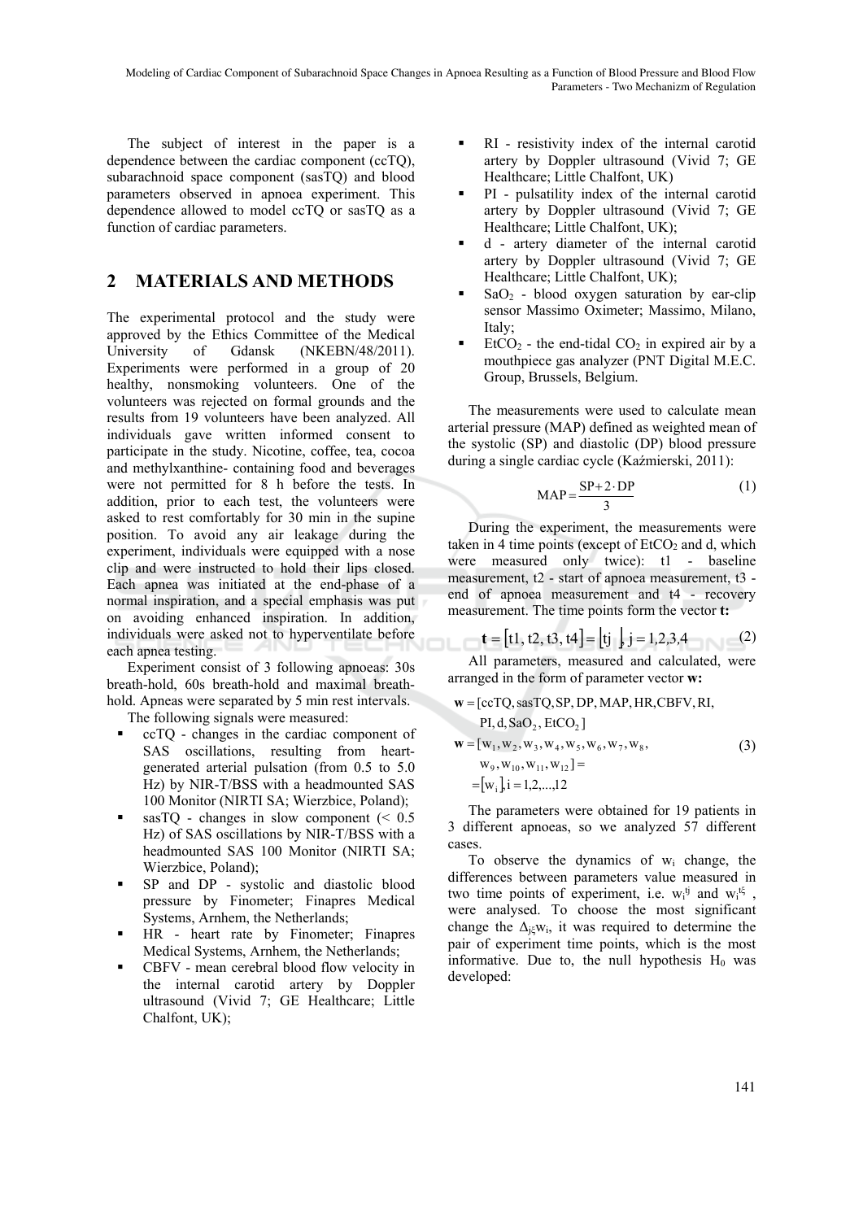The subject of interest in the paper is a dependence between the cardiac component (ccTQ), subarachnoid space component (sasTQ) and blood parameters observed in apnoea experiment. This dependence allowed to model ccTQ or sasTQ as a function of cardiac parameters.

## 2 MATERIALS AND METHODS

The experimental protocol and the study were approved by the Ethics Committee of the Medical University of Gdansk (NKEBN/48/2011). Experiments were performed in a group of 20 healthy, nonsmoking volunteers. One of the volunteers was rejected on formal grounds and the results from 19 volunteers have been analyzed. All individuals gave written informed consent to participate in the study. Nicotine, coffee, tea, cocoa and methylxanthine- containing food and beverages were not permitted for 8 h before the tests. In addition, prior to each test, the volunteers were asked to rest comfortably for 30 min in the supine position. To avoid any air leakage during the experiment, individuals were equipped with a nose clip and were instructed to hold their lips closed. Each apnea was initiated at the end-phase of a normal inspiration, and a special emphasis was put on avoiding enhanced inspiration. In addition, individuals were asked not to hyperventilate before each apnea testing.

Experiment consist of 3 following apnoeas: 30s breath-hold, 60s breath-hold and maximal breath-hold. Apneas were separated by 5 min rest intervals.

The following signals were measured:

- ccTQ - changes in the cardiac component of SAS oscillations, resulting from heart-generated arterial pulsation (from 0.5 to 5.0 Hz) by NIR-T/BSS with a headmounted SAS 100 Monitor (NIRTI SA; Wierzbice, Poland);
- sasTQ - changes in slow component (< 0.5 Hz) of SAS oscillations by NIR-T/BSS with a headmounted SAS 100 Monitor (NIRTI SA; Wierzbice, Poland);
- SP and DP - systolic and diastolic blood pressure by Finometer; Finapres Medical Systems, Arnhem, the Netherlands;
- HR - heart rate by Finometer; Finapres Medical Systems, Arnhem, the Netherlands;
- CBFV - mean cerebral blood flow velocity in the internal carotid artery by Doppler ultrasound (Vivid 7; GE Healthcare; Little Chalfont, UK);
- RI - resistivity index of the internal carotid artery by Doppler ultrasound (Vivid 7; GE Healthcare; Little Chalfont, UK)
- PI - pulsatility index of the internal carotid artery by Doppler ultrasound (Vivid 7; GE Healthcare; Little Chalfont, UK);
- d - artery diameter of the internal carotid artery by Doppler ultrasound (Vivid 7; GE Healthcare; Little Chalfont, UK);
- $SaO_2$ - blood oxygen saturation by ear-clip sensor Massimo Oximeter; Massimo, Milano, Italy;
- $EtCO_2$ - the end-tidal $CO_2$ in expired air by a mouthpiece gas analyzer (PNT Digital M.E.C. Group, Brussels, Belgium.

The measurements were used to calculate mean arterial pressure (MAP) defined as weighted mean of the systolic (SP) and diastolic (DP) blood pressure during a single cardiac cycle (Kaźmierski, 2011):

$$\mathrm{MAP} = \frac{\mathrm{SP} + 2 \cdot \mathrm{DP}}{3} \tag{1}$$

During the experiment, the measurements were taken in 4 time points (except of $EtCO_2$ and d, which were measured only twice): t1 - baseline measurement, t2 - start of apnoea measurement, t3 - end of apnoea measurement and t4 - recovery measurement. The time points form the vector **t:**

$$\mathbf{t} = [t1, t2, t3, t4] = [tj], j = 1,2,3,4 \tag{2}$$

All parameters, measured and calculated, were arranged in the form of parameter vector **w:**

$$\begin{aligned}
\mathbf{w} &= [\mathrm{ccTQ}, \mathrm{sasTQ}, \mathrm{SP}, \mathrm{DP}, \mathrm{MAP}, \mathrm{HR}, \mathrm{CBFV}, \mathrm{RI}, \\
&\quad \mathrm{PI}, \mathrm{d}, \mathrm{SaO_2}, \mathrm{EtCO_2}] \\
\mathbf{w} &= [w_1, w_2, w_3, w_4, w_5, w_6, w_7, w_8, \\
&\quad w_9, w_{10}, w_{11}, w_{12}] = \\
&= [w_i], i = 1,2,...,12
\end{aligned} \tag{3}$$

The parameters were obtained for 19 patients in 3 different apnoeas, so we analyzed 57 different cases.

To observe the dynamics of $w_i$ change, the differences between parameters value measured in two time points of experiment, i.e. $w_i^{tj}$ and $w_i^{t\xi}$, were analysed. To choose the most significant change the $\Delta_{j\xi}w_i$, it was required to determine the pair of experiment time points, which is the most informative. Due to, the null hypothesis $H_0$ was developed: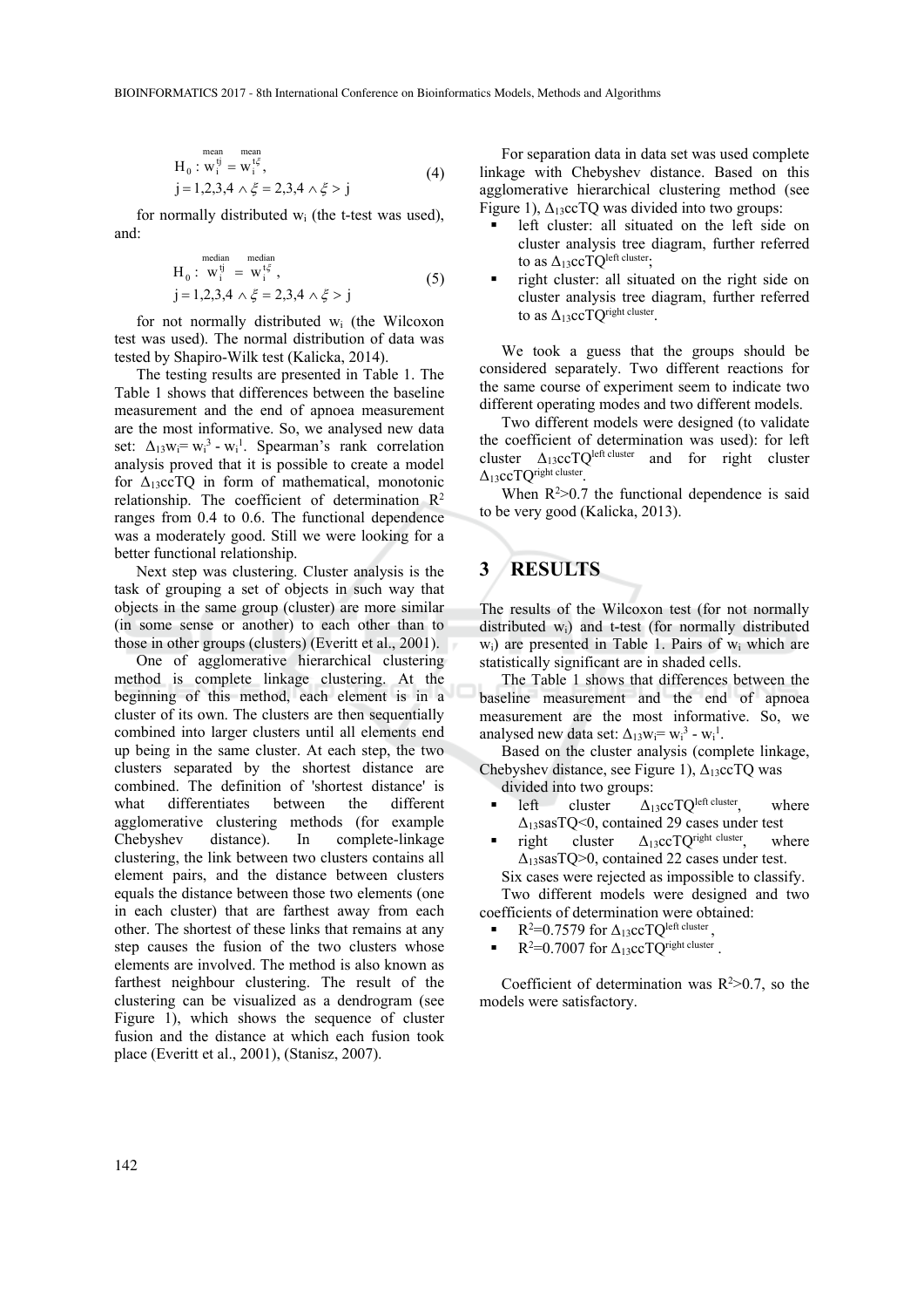$$H_0: \overset{\text{mean}}{w_i^{tj}} = \overset{\text{mean}}{w_i^{t\xi}},$$
$$j = 1,2,3,4 \wedge \xi = 2,3,4 \wedge \xi > j \tag{4}$$

for normally distributed $w_i$ (the t-test was used), and:

$$H_0: \overset{\text{median}}{w_i^{tj}} = \overset{\text{median}}{w_i^{t\xi}},$$
$$j = 1,2,3,4 \wedge \xi = 2,3,4 \wedge \xi > j \tag{5}$$

for not normally distributed $w_i$ (the Wilcoxon test was used). The normal distribution of data was tested by Shapiro-Wilk test (Kalicka, 2014).

The testing results are presented in Table 1. The Table 1 shows that differences between the baseline measurement and the end of apnoea measurement are the most informative. So, we analysed new data set: $\Delta_{13}w_i = w_i^3 - w_i^1$. Spearman's rank correlation analysis proved that it is possible to create a model for $\Delta_{13}ccTQ$ in form of mathematical, monotonic relationship. The coefficient of determination $R^2$ ranges from 0.4 to 0.6. The functional dependence was a moderately good. Still we were looking for a better functional relationship.

Next step was clustering. Cluster analysis is the task of grouping a set of objects in such way that objects in the same group (cluster) are more similar (in some sense or another) to each other than to those in other groups (clusters) (Everitt et al., 2001).

One of agglomerative hierarchical clustering method is complete linkage clustering. At the beginning of this method, each element is in a cluster of its own. The clusters are then sequentially combined into larger clusters until all elements end up being in the same cluster. At each step, the two clusters separated by the shortest distance are combined. The definition of 'shortest distance' is what differentiates between the different agglomerative clustering methods (for example Chebyshev distance). In complete-linkage clustering, the link between two clusters contains all element pairs, and the distance between clusters equals the distance between those two elements (one in each cluster) that are farthest away from each other. The shortest of these links that remains at any step causes the fusion of the two clusters whose elements are involved. The method is also known as farthest neighbour clustering. The result of the clustering can be visualized as a dendrogram (see Figure 1), which shows the sequence of cluster fusion and the distance at which each fusion took place (Everitt et al., 2001), (Stanisz, 2007).

For separation data in data set was used complete linkage with Chebyshev distance. Based on this agglomerative hierarchical clustering method (see Figure 1), $\Delta_{13}ccTQ$ was divided into two groups:

- left cluster: all situated on the left side on cluster analysis tree diagram, further referred to as $\Delta_{13}ccTQ^{\text{left cluster}}$;
- right cluster: all situated on the right side on cluster analysis tree diagram, further referred to as $\Delta_{13}ccTQ^{\text{right cluster}}$.

We took a guess that the groups should be considered separately. Two different reactions for the same course of experiment seem to indicate two different operating modes and two different models.

Two different models were designed (to validate the coefficient of determination was used): for left cluster $\Delta_{13}ccTQ^{\text{left cluster}}$ and for right cluster $\Delta_{13}ccTQ^{\text{right cluster}}$.

When $R^2>0.7$ the functional dependence is said to be very good (Kalicka, 2013).

## 3 RESULTS

The results of the Wilcoxon test (for not normally distributed $w_i$) and t-test (for normally distributed $w_i$) are presented in Table 1. Pairs of $w_i$ which are statistically significant are in shaded cells.

The Table 1 shows that differences between the baseline measurement and the end of apnoea measurement are the most informative. So, we analysed new data set: $\Delta_{13}w_i = w_i^3 - w_i^1$.

Based on the cluster analysis (complete linkage, Chebyshev distance, see Figure 1), $\Delta_{13}ccTQ$ was divided into two groups:

- left cluster $\Delta_{13}ccTQ^{\text{left cluster}}$, where $\Delta_{13}sasTQ<0$, contained 29 cases under test
- right cluster $\Delta_{13}ccTQ^{\text{right cluster}}$, where $\Delta_{13}sasTQ>0$, contained 22 cases under test.

Six cases were rejected as impossible to classify.

Two different models were designed and two coefficients of determination were obtained:

- $R^2=0.7579$ for $\Delta_{13}ccTQ^{\text{left cluster}}$,
- $R^2=0.7007$ for $\Delta_{13}ccTQ^{\text{right cluster}}$.

Coefficient of determination was $R^2>0.7$, so the models were satisfactory.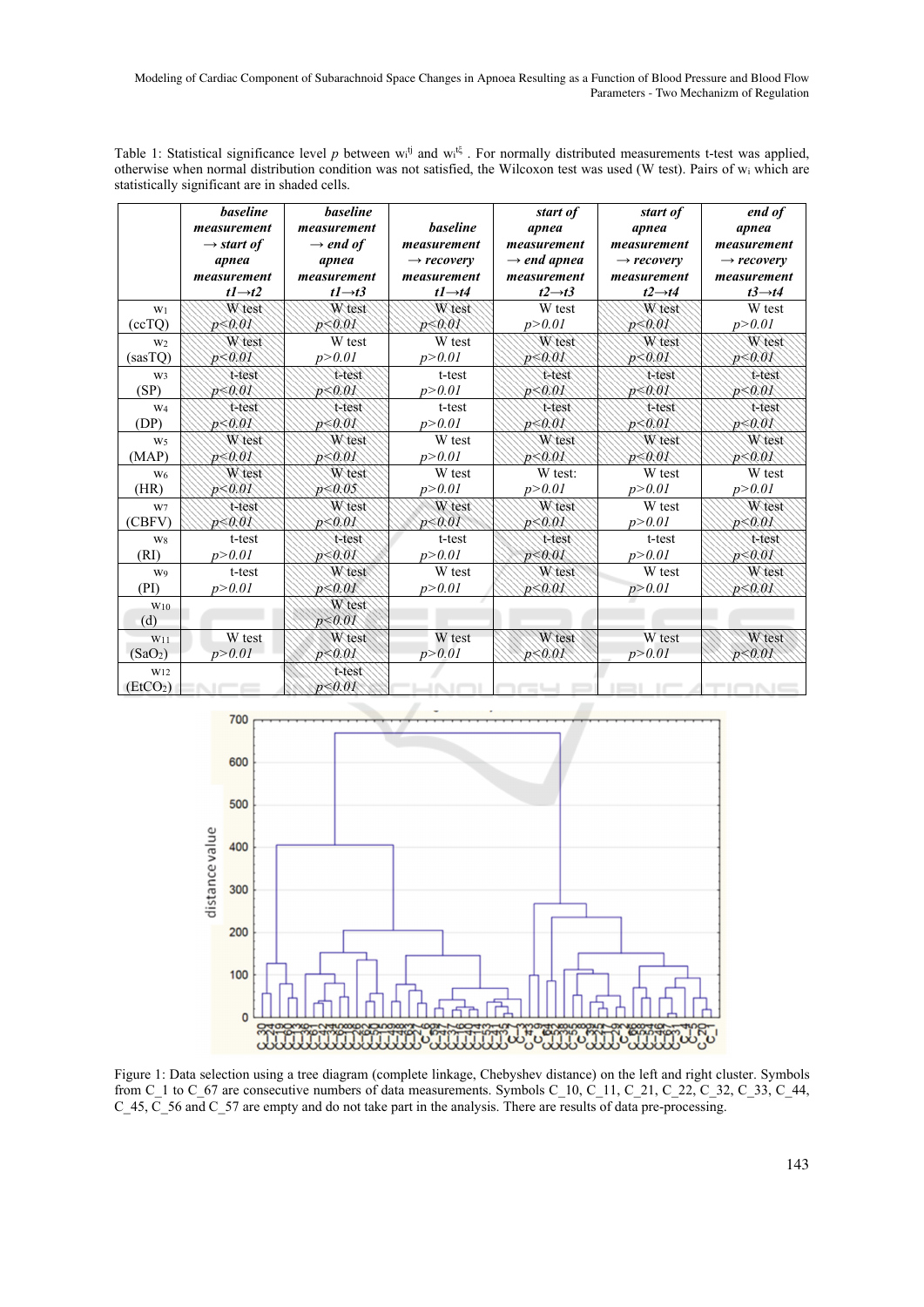Table 1: Statistical significance level $p$ between $w_i^{t_j}$ and $w_i^{t_k}$. For normally distributed measurements t-test was applied, otherwise when normal distribution condition was not satisfied, the Wilcoxon test was used (W test). Pairs of $w_i$ which are statistically significant are in shaded cells.

| | ***baseline measurement → start of apnea measurement t1→t2*** | ***baseline measurement → end of apnea measurement t1→t3*** | ***baseline measurement → recovery measurement t1→t4*** | ***start of apnea measurement → end apnea measurement t2→t3*** | ***start of apnea measurement → recovery measurement t2→t4*** | ***end of apnea measurement → recovery measurement t3→t4*** |
|---|---|---|---|---|---|---|
| $w_1$ (ccTQ) | W test $p<0.01$ | W test $p<0.01$ | W test $p<0.01$ | W test $p>0.01$ | W test $p<0.01$ | W test $p>0.01$ |
| $w_2$ (sasTQ) | W test $p<0.01$ | W test $p>0.01$ | W test $p>0.01$ | W test $p<0.01$ | W test $p<0.01$ | W test $p<0.01$ |
| $w_3$ (SP) | t-test $p<0.01$ | t-test $p<0.01$ | t-test $p>0.01$ | t-test $p<0.01$ | t-test $p<0.01$ | t-test $p<0.01$ |
| $w_4$ (DP) | t-test $p<0.01$ | t-test $p<0.01$ | t-test $p>0.01$ | t-test $p<0.01$ | t-test $p<0.01$ | t-test $p<0.01$ |
| $w_5$ (MAP) | W test $p<0.01$ | W test $p<0.01$ | W test $p>0.01$ | W test $p<0.01$ | W test $p<0.01$ | W test $p<0.01$ |
| $w_6$ (HR) | W test $p<0.01$ | W test $p<0.05$ | W test $p>0.01$ | W test: $p>0.01$ | W test $p>0.01$ | W test $p>0.01$ |
| $w_7$ (CBFV) | t-test $p<0.01$ | W test $p<0.01$ | W test $p<0.01$ | W test $p<0.01$ | W test $p>0.01$ | W test $p<0.01$ |
| $w_8$ (RI) | t-test $p>0.01$ | t-test $p<0.01$ | t-test $p>0.01$ | t-test $p<0.01$ | t-test $p>0.01$ | t-test $p<0.01$ |
| $w_9$ (PI) | t-test $p>0.01$ | W test $p<0.01$ | W test $p>0.01$ | W test $p<0.01$ | W test $p>0.01$ | W test $p<0.01$ |
| $w_{10}$ (d) | | W test $p<0.01$ | | | | |
| $w_{11}$ ($SaO_2$) | W test $p>0.01$ | W test $p<0.01$ | W test $p>0.01$ | W test $p<0.01$ | W test $p>0.01$ | W test $p<0.01$ |
| $w_{12}$ ($EtCO_2$) | | t-test $p<0.01$ | | | | |

Figure 1: Data selection using a tree diagram (complete linkage, Chebyshev distance) on the left and right cluster. Symbols from C_1 to C_67 are consecutive numbers of data measurements. Symbols C_10, C_11, C_21, C_22, C_32, C_33, C_44, C_45, C_56 and C_57 are empty and do not take part in the analysis. There are results of data pre-processing.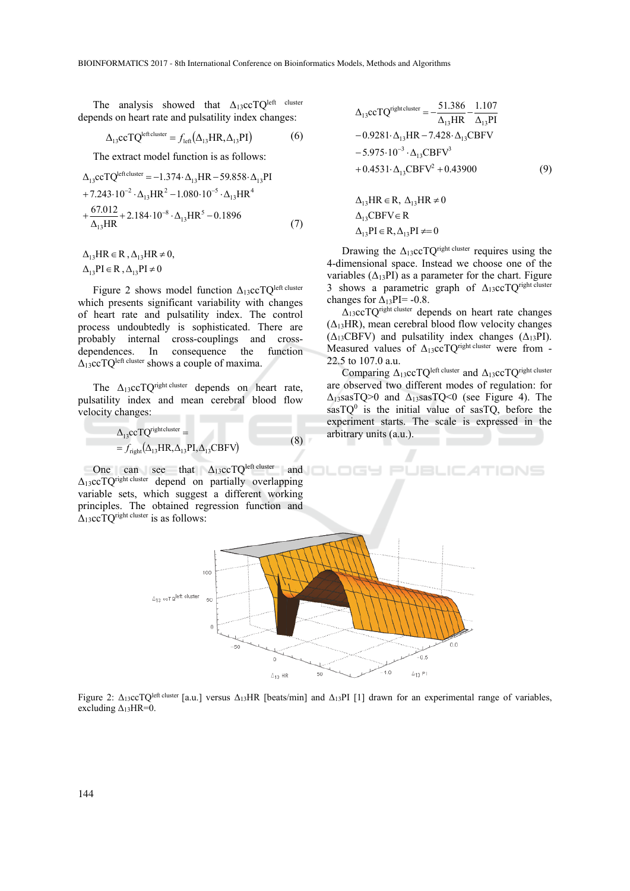The analysis showed that $\Delta_{13}ccTQ^{left\ cluster}$ depends on heart rate and pulsatility index changes:

$$\Delta_{13}ccTQ^{left\,cluster} = f_{left}(\Delta_{13}HR, \Delta_{13}PI) \tag{6}$$

The extract model function is as follows:

$$\begin{aligned}
&\Delta_{13}ccTQ^{left\,cluster} = -1.374\cdot\Delta_{13}HR - 59.858\cdot\Delta_{13}PI \\
&+ 7.243\cdot10^{-2}\cdot\Delta_{13}HR^2 - 1.080\cdot10^{-5}\cdot\Delta_{13}HR^4 \\
&+ \frac{67.012}{\Delta_{13}HR} + 2.184\cdot10^{-8}\cdot\Delta_{13}HR^5 - 0.1896
\end{aligned} \tag{7}$$

$$\Delta_{13}HR \in R, \Delta_{13}HR \neq 0,$$
$$\Delta_{13}PI \in R, \Delta_{13}PI \neq 0$$

Figure 2 shows model function $\Delta_{13}ccTQ^{left\ cluster}$ which presents significant variability with changes of heart rate and pulsatility index. The control process undoubtedly is sophisticated. There are probably internal cross-couplings and cross-dependences. In consequence the function $\Delta_{13}ccTQ^{left\ cluster}$ shows a couple of maxima.

The $\Delta_{13}ccTQ^{right\ cluster}$ depends on heart rate, pulsatility index and mean cerebral blood flow velocity changes:

$$\begin{aligned}
&\Delta_{13}ccTQ^{right\,cluster} = \\
&= f_{right}(\Delta_{13}HR, \Delta_{13}PI, \Delta_{13}CBFV)
\end{aligned} \tag{8}$$

One can see that $\Delta_{13}ccTQ^{left\ cluster}$ and $\Delta_{13}ccTQ^{right\ cluster}$ depend on partially overlapping variable sets, which suggest a different working principles. The obtained regression function and $\Delta_{13}ccTQ^{right\ cluster}$ is as follows:

$$\begin{aligned}
&\Delta_{13}ccTQ^{right\,cluster} = -\frac{51.386}{\Delta_{13}HR} - \frac{1.107}{\Delta_{13}PI} \\
&- 0.9281\cdot\Delta_{13}HR - 7.428\cdot\Delta_{13}CBFV \\
&- 5.975\cdot10^{-3}\cdot\Delta_{13}CBFV^3 \\
&+ 0.4531\cdot\Delta_{13}CBFV^2 + 0.43900
\end{aligned} \tag{9}$$

$$\Delta_{13}HR \in R,\ \Delta_{13}HR \neq 0$$
$$\Delta_{13}CBFV \in R$$
$$\Delta_{13}PI \in R, \Delta_{13}PI \neq 0$$

Drawing the $\Delta_{13}ccTQ^{right\ cluster}$ requires using the 4-dimensional space. Instead we choose one of the variables ($\Delta_{13}PI$) as a parameter for the chart. Figure 3 shows a parametric graph of $\Delta_{13}ccTQ^{right\ cluster}$ changes for $\Delta_{13}PI = -0.8$.

$\Delta_{13}ccTQ^{right\ cluster}$ depends on heart rate changes ($\Delta_{13}HR$), mean cerebral blood flow velocity changes ($\Delta_{13}CBFV$) and pulsatility index changes ($\Delta_{13}PI$). Measured values of $\Delta_{13}ccTQ^{right\ cluster}$ were from -22.5 to 107.0 a.u.

Comparing $\Delta_{13}ccTQ^{left\ cluster}$ and $\Delta_{13}ccTQ^{right\ cluster}$ are observed two different modes of regulation: for $\Delta_{13}sasTQ>0$ and $\Delta_{13}sasTQ<0$ (see Figure 4). The $sasTQ^0$ is the initial value of sasTQ, before the experiment starts. The scale is expressed in the arbitrary units (a.u.).

Figure 2: $\Delta_{13}ccTQ^{left\ cluster}$ [a.u.] versus $\Delta_{13}HR$ [beats/min] and $\Delta_{13}PI$ [1] drawn for an experimental range of variables, excluding $\Delta_{13}HR=0$.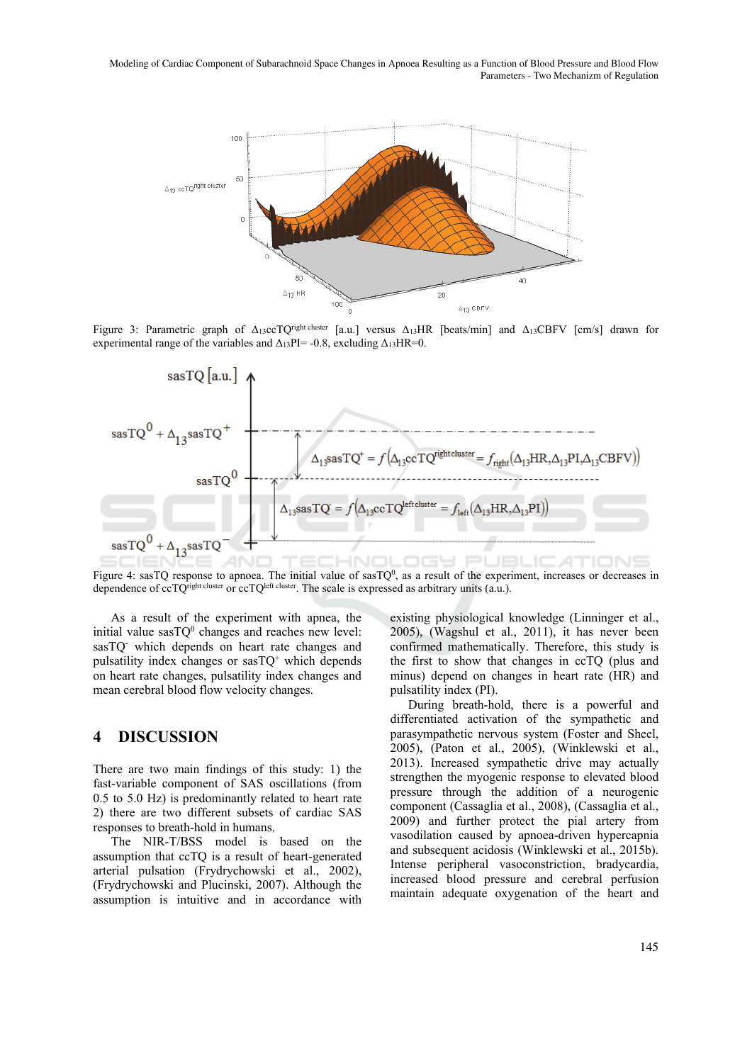Figure 3: Parametric graph of $\Delta_{13}ccTQ^{right\ cluster}$ [a.u.] versus $\Delta_{13}HR$ [beats/min] and $\Delta_{13}CBFV$ [cm/s] drawn for experimental range of the variables and $\Delta_{13}PI$= -0.8, excluding $\Delta_{13}HR$=0.

Figure 4: sasTQ response to apnoea. The initial value of $sasTQ^0$, as a result of the experiment, increases or decreases in dependence of $ccTQ^{right\ cluster}$ or $ccTQ^{left\ cluster}$. The scale is expressed as arbitrary units (a.u.).

As a result of the experiment with apnea, the initial value $sasTQ^0$ changes and reaches new level: $sasTQ^-$ which depends on heart rate changes and pulsatility index changes or $sasTQ^+$ which depends on heart rate changes, pulsatility index changes and mean cerebral blood flow velocity changes.

## 4 DISCUSSION

There are two main findings of this study: 1) the fast-variable component of SAS oscillations (from 0.5 to 5.0 Hz) is predominantly related to heart rate 2) there are two different subsets of cardiac SAS responses to breath-hold in humans.

The NIR-T/BSS model is based on the assumption that ccTQ is a result of heart-generated arterial pulsation (Frydrychowski et al., 2002), (Frydrychowski and Plucinski, 2007). Although the assumption is intuitive and in accordance with existing physiological knowledge (Linninger et al., 2005), (Wagshul et al., 2011), it has never been confirmed mathematically. Therefore, this study is the first to show that changes in ccTQ (plus and minus) depend on changes in heart rate (HR) and pulsatility index (PI).

During breath-hold, there is a powerful and differentiated activation of the sympathetic and parasympathetic nervous system (Foster and Sheel, 2005), (Paton et al., 2005), (Winklewski et al., 2013). Increased sympathetic drive may actually strengthen the myogenic response to elevated blood pressure through the addition of a neurogenic component (Cassaglia et al., 2008), (Cassaglia et al., 2009) and further protect the pial artery from vasodilation caused by apnoea-driven hypercapnia and subsequent acidosis (Winklewski et al., 2015b). Intense peripheral vasoconstriction, bradycardia, increased blood pressure and cerebral perfusion maintain adequate oxygenation of the heart and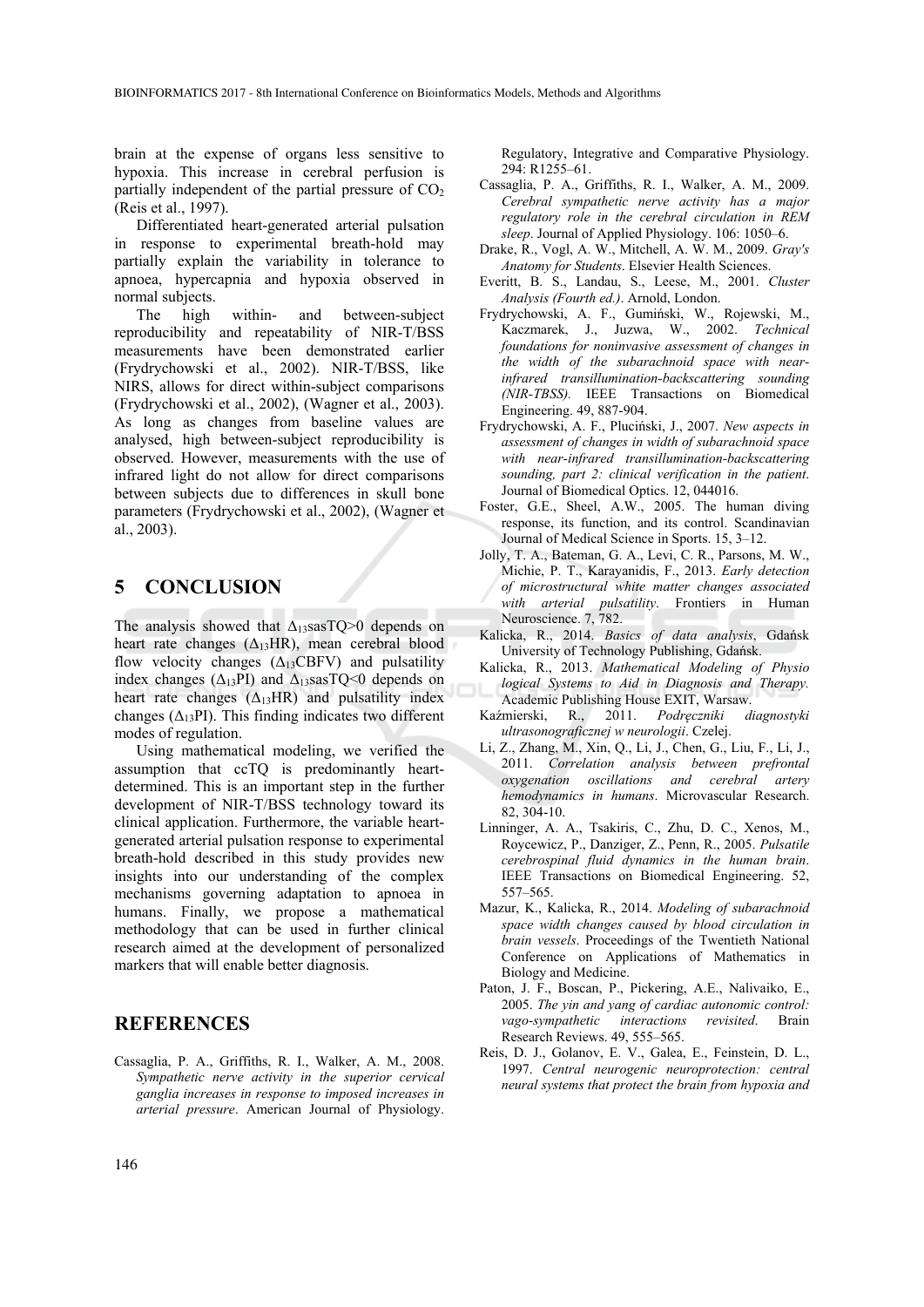brain at the expense of organs less sensitive to hypoxia. This increase in cerebral perfusion is partially independent of the partial pressure of $CO_2$ (Reis et al., 1997).

Differentiated heart-generated arterial pulsation in response to experimental breath-hold may partially explain the variability in tolerance to apnoea, hypercapnia and hypoxia observed in normal subjects.

The high within- and between-subject reproducibility and repeatability of NIR-T/BSS measurements have been demonstrated earlier (Frydrychowski et al., 2002). NIR-T/BSS, like NIRS, allows for direct within-subject comparisons (Frydrychowski et al., 2002), (Wagner et al., 2003). As long as changes from baseline values are analysed, high between-subject reproducibility is observed. However, measurements with the use of infrared light do not allow for direct comparisons between subjects due to differences in skull bone parameters (Frydrychowski et al., 2002), (Wagner et al., 2003).

## 5 CONCLUSION

The analysis showed that $\Delta_{13}$sasTQ>0 depends on heart rate changes ($\Delta_{13}$HR), mean cerebral blood flow velocity changes ($\Delta_{13}$CBFV) and pulsatility index changes ($\Delta_{13}$PI) and $\Delta_{13}$sasTQ<0 depends on heart rate changes ($\Delta_{13}$HR) and pulsatility index changes ($\Delta_{13}$PI). This finding indicates two different modes of regulation.

Using mathematical modeling, we verified the assumption that ccTQ is predominantly heart-determined. This is an important step in the further development of NIR-T/BSS technology toward its clinical application. Furthermore, the variable heart-generated arterial pulsation response to experimental breath-hold described in this study provides new insights into our understanding of the complex mechanisms governing adaptation to apnoea in humans. Finally, we propose a mathematical methodology that can be used in further clinical research aimed at the development of personalized markers that will enable better diagnosis.

## REFERENCES

Cassaglia, P. A., Griffiths, R. I., Walker, A. M., 2008. *Sympathetic nerve activity in the superior cervical ganglia increases in response to imposed increases in arterial pressure*. American Journal of Physiology. Regulatory, Integrative and Comparative Physiology. 294: R1255–61.

Cassaglia, P. A., Griffiths, R. I., Walker, A. M., 2009. *Cerebral sympathetic nerve activity has a major regulatory role in the cerebral circulation in REM sleep*. Journal of Applied Physiology. 106: 1050–6.

Drake, R., Vogl, A. W., Mitchell, A. W. M., 2009. *Gray's Anatomy for Students*. Elsevier Health Sciences.

Everitt, B. S., Landau, S., Leese, M., 2001. *Cluster Analysis (Fourth ed.)*. Arnold, London.

Frydrychowski, A. F., Gumiński, W., Rojewski, M., Kaczmarek, J., Juzwa, W., 2002. *Technical foundations for noninvasive assessment of changes in the width of the subarachnoid space with near-infrared transillumination-backscattering sounding (NIR-TBSS).* IEEE Transactions on Biomedical Engineering. 49, 887-904.

Frydrychowski, A. F., Pluciński, J., 2007. *New aspects in assessment of changes in width of subarachnoid space with near-infrared transillumination-backscattering sounding, part 2: clinical verification in the patient*. Journal of Biomedical Optics. 12, 044016.

Foster, G.E., Sheel, A.W., 2005. The human diving response, its function, and its control. Scandinavian Journal of Medical Science in Sports. 15, 3–12.

Jolly, T. A., Bateman, G. A., Levi, C. R., Parsons, M. W., Michie, P. T., Karayanidis, F., 2013. *Early detection of microstructural white matter changes associated with arterial pulsatility*. Frontiers in Human Neuroscience. 7, 782.

Kalicka, R., 2014. *Basics of data analysis*, Gdańsk University of Technology Publishing, Gdańsk.

Kalicka, R., 2013. *Mathematical Modeling of Physio logical Systems to Aid in Diagnosis and Therapy.* Academic Publishing House EXIT, Warsaw.

Kaźmierski, R., 2011. *Podręczniki diagnostyki ultrasonograficznej w neurologii*. Czelej.

Li, Z., Zhang, M., Xin, Q., Li, J., Chen, G., Liu, F., Li, J., 2011. *Correlation analysis between prefrontal oxygenation oscillations and cerebral artery hemodynamics in humans*. Microvascular Research. 82, 304-10.

Linninger, A. A., Tsakiris, C., Zhu, D. C., Xenos, M., Roycewicz, P., Danziger, Z., Penn, R., 2005. *Pulsatile cerebrospinal fluid dynamics in the human brain*. IEEE Transactions on Biomedical Engineering. 52, 557–565.

Mazur, K., Kalicka, R., 2014. *Modeling of subarachnoid space width changes caused by blood circulation in brain vessels.* Proceedings of the Twentieth National Conference on Applications of Mathematics in Biology and Medicine.

Paton, J. F., Boscan, P., Pickering, A.E., Nalivaiko, E., 2005. *The yin and yang of cardiac autonomic control: vago-sympathetic interactions revisited.* Brain Research Reviews. 49, 555–565.

Reis, D. J., Golanov, E. V., Galea, E., Feinstein, D. L., 1997. *Central neurogenic neuroprotection: central neural systems that protect the brain from hypoxia and*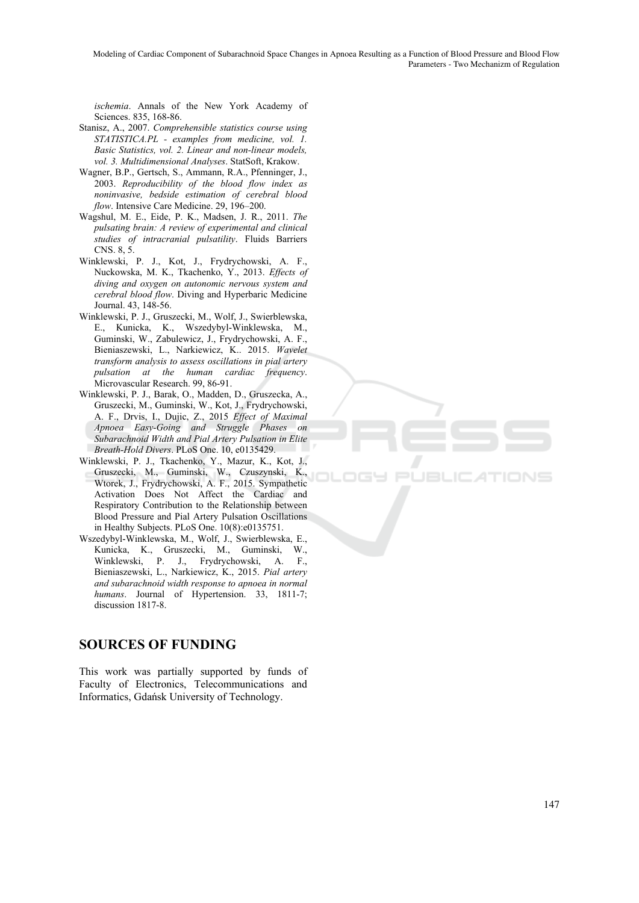*ischemia*. Annals of the New York Academy of Sciences. 835, 168-86.

Stanisz, A., 2007. *Comprehensible statistics course using STATISTICA.PL - examples from medicine, vol. 1. Basic Statistics, vol. 2. Linear and non-linear models, vol. 3. Multidimensional Analyses*. StatSoft, Krakow.

Wagner, B.P., Gertsch, S., Ammann, R.A., Pfenninger, J., 2003. *Reproducibility of the blood flow index as noninvasive, bedside estimation of cerebral blood flow*. Intensive Care Medicine. 29, 196–200.

Wagshul, M. E., Eide, P. K., Madsen, J. R., 2011. *The pulsating brain: A review of experimental and clinical studies of intracranial pulsatility*. Fluids Barriers CNS. 8, 5.

Winklewski, P. J., Kot, J., Frydrychowski, A. F., Nuckowska, M. K., Tkachenko, Y., 2013. *Effects of diving and oxygen on autonomic nervous system and cerebral blood flow*. Diving and Hyperbaric Medicine Journal. 43, 148-56.

Winklewski, P. J., Gruszecki, M., Wolf, J., Swierblewska, E., Kunicka, K., Wszedybyl-Winklewska, M., Guminski, W., Zabulewicz, J., Frydrychowski, A. F., Bieniaszewski, L., Narkiewicz, K.. 2015. *Wavelet transform analysis to assess oscillations in pial artery pulsation at the human cardiac frequency*. Microvascular Research. 99, 86-91.

Winklewski, P. J., Barak, O., Madden, D., Gruszecka, A., Gruszecki, M., Guminski, W., Kot, J., Frydrychowski, A. F., Drvis, I., Dujic, Z., 2015 *Effect of Maximal Apnoea Easy-Going and Struggle Phases on Subarachnoid Width and Pial Artery Pulsation in Elite Breath-Hold Divers*. PLoS One. 10, e0135429.

Winklewski, P. J., Tkachenko, Y., Mazur, K., Kot, J., Gruszecki, M., Guminski, W., Czuszynski, K., Wtorek, J., Frydrychowski, A. F., 2015. Sympathetic Activation Does Not Affect the Cardiac and Respiratory Contribution to the Relationship between Blood Pressure and Pial Artery Pulsation Oscillations in Healthy Subjects. PLoS One. 10(8):e0135751.

Wszedybyl-Winklewska, M., Wolf, J., Swierblewska, E., Kunicka, K., Gruszecki, M., Guminski, W., Winklewski, P. J., Frydrychowski, A. F., Bieniaszewski, L., Narkiewicz, K., 2015. *Pial artery and subarachnoid width response to apnoea in normal humans*. Journal of Hypertension. 33, 1811-7; discussion 1817-8.

## SOURCES OF FUNDING

This work was partially supported by funds of Faculty of Electronics, Telecommunications and Informatics, Gdańsk University of Technology.